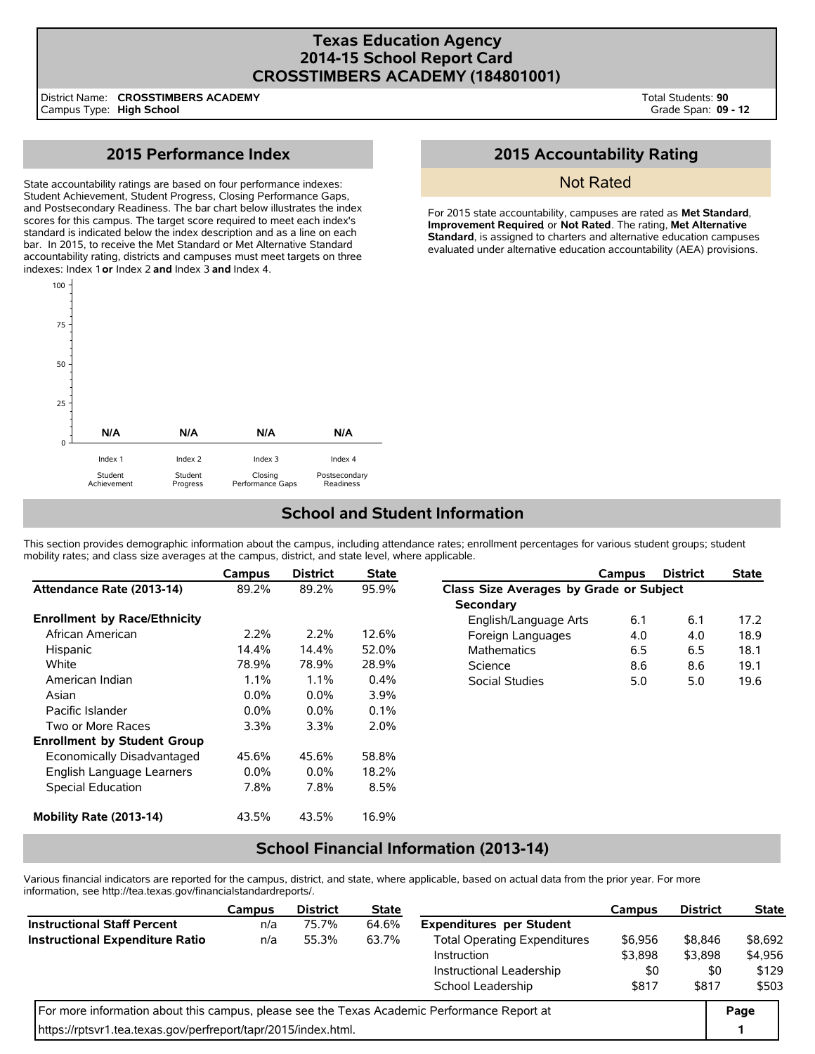# Texas Education Agency
# 2014-15 School Report Card
# CROSSTIMBERS ACADEMY (184801001)

District Name: **CROSSTIMBERS ACADEMY**
Campus Type: **High School**

Total Students: **90**
Grade Span: **09 - 12**

## 2015 Performance Index

State accountability ratings are based on four performance indexes: Student Achievement, Student Progress, Closing Performance Gaps, and Postsecondary Readiness. The bar chart below illustrates the index scores for this campus. The target score required to meet each index's standard is indicated below the index description and as a line on each bar. In 2015, to receive the Met Standard or Met Alternative Standard accountability rating, districts and campuses must meet targets on three indexes: Index 1 **or** Index 2 **and** Index 3 **and** Index 4.

| Index 1 Student Achievement | Index 2 Student Progress | Index 3 Closing Performance Gaps | Index 4 Postsecondary Readiness |
|---|---|---|---|
| N/A | N/A | N/A | N/A |

## 2015 Accountability Rating

Not Rated

For 2015 state accountability, campuses are rated as **Met Standard**, **Improvement Required**, or **Not Rated**. The rating, **Met Alternative Standard**, is assigned to charters and alternative education campuses evaluated under alternative education accountability (AEA) provisions.

## School and Student Information

This section provides demographic information about the campus, including attendance rates; enrollment percentages for various student groups; student mobility rates; and class size averages at the campus, district, and state level, where applicable.

| | Campus | District | State |
|---|---|---|---|
| **Attendance Rate (2013-14)** | 89.2% | 89.2% | 95.9% |
| **Enrollment by Race/Ethnicity** | | | |
| African American | 2.2% | 2.2% | 12.6% |
| Hispanic | 14.4% | 14.4% | 52.0% |
| White | 78.9% | 78.9% | 28.9% |
| American Indian | 1.1% | 1.1% | 0.4% |
| Asian | 0.0% | 0.0% | 3.9% |
| Pacific Islander | 0.0% | 0.0% | 0.1% |
| Two or More Races | 3.3% | 3.3% | 2.0% |
| **Enrollment by Student Group** | | | |
| Economically Disadvantaged | 45.6% | 45.6% | 58.8% |
| English Language Learners | 0.0% | 0.0% | 18.2% |
| Special Education | 7.8% | 7.8% | 8.5% |
| **Mobility Rate (2013-14)** | 43.5% | 43.5% | 16.9% |

| | Campus | District | State |
|---|---|---|---|
| **Class Size Averages by Grade or Subject** | | | |
| **Secondary** | | | |
| English/Language Arts | 6.1 | 6.1 | 17.2 |
| Foreign Languages | 4.0 | 4.0 | 18.9 |
| Mathematics | 6.5 | 6.5 | 18.1 |
| Science | 8.6 | 8.6 | 19.1 |
| Social Studies | 5.0 | 5.0 | 19.6 |

## School Financial Information (2013-14)

Various financial indicators are reported for the campus, district, and state, where applicable, based on actual data from the prior year. For more information, see http://tea.texas.gov/financialstandardreports/.

| | Campus | District | State |
|---|---|---|---|
| **Instructional Staff Percent** | n/a | 75.7% | 64.6% |
| **Instructional Expenditure Ratio** | n/a | 55.3% | 63.7% |

| | Campus | District | State |
|---|---|---|---|
| **Expenditures per Student** | | | |
| Total Operating Expenditures | $6,956 | $8,846 | $8,692 |
| Instruction | $3,898 | $3,898 | $4,956 |
| Instructional Leadership | $0 | $0 | $129 |
| School Leadership | $817 | $817 | $503 |

For more information about this campus, please see the Texas Academic Performance Report at https://rptsvr1.tea.texas.gov/perfreport/tapr/2015/index.html.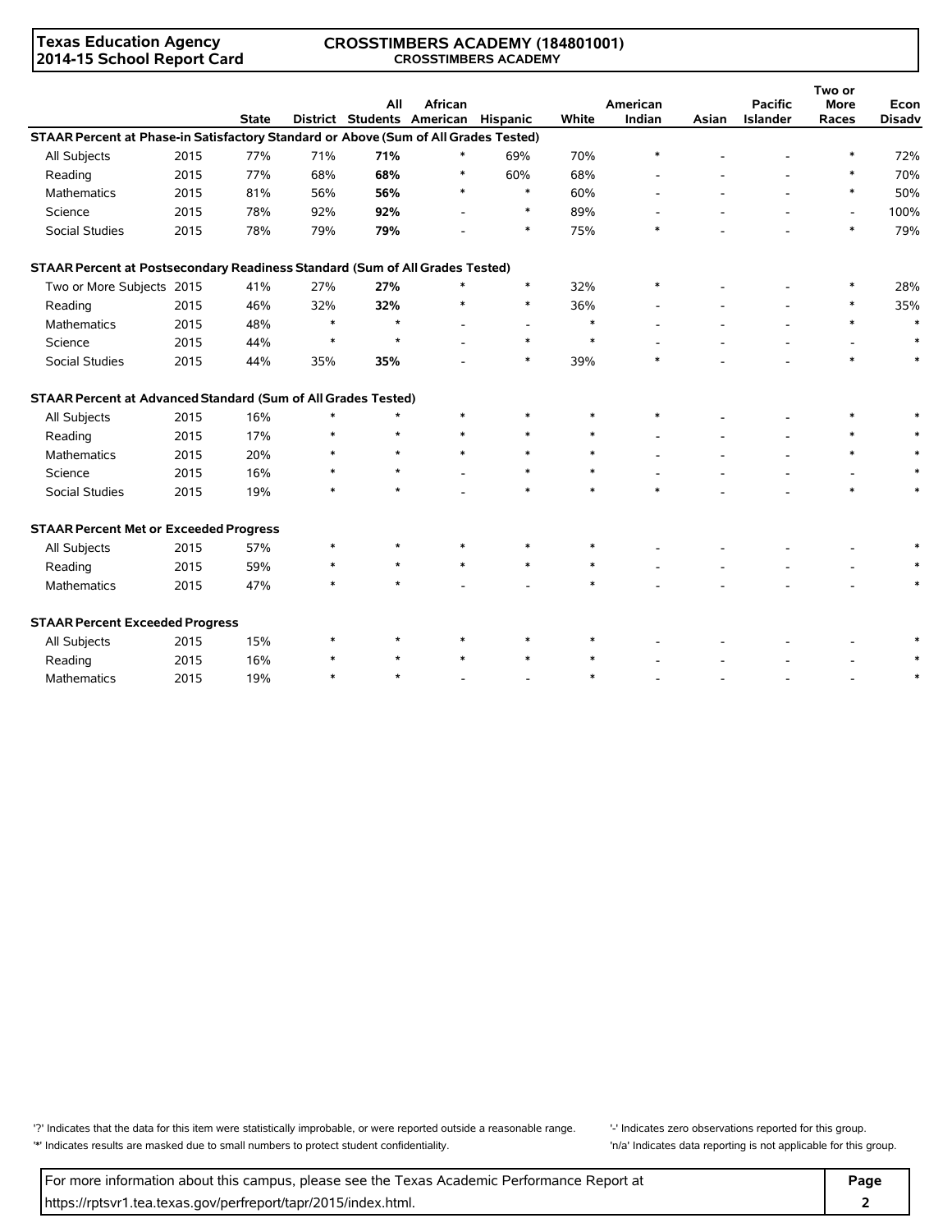Texas Education Agency
2014-15 School Report Card

**CROSSTIMBERS ACADEMY (184801001)**
**CROSSTIMBERS ACADEMY**

| | | State | District | All Students | African American | Hispanic | White | American Indian | Asian | Pacific Islander | Two or More Races | Econ Disadv |
|---|---|---|---|---|---|---|---|---|---|---|---|---|
| **STAAR Percent at Phase-in Satisfactory Standard or Above (Sum of All Grades Tested)** | | | | | | | | | | | | |
| All Subjects | 2015 | 77% | 71% | **71%** | * | 69% | 70% | * | - | - | * | 72% |
| Reading | 2015 | 77% | 68% | **68%** | * | 60% | 68% | - | - | - | * | 70% |
| Mathematics | 2015 | 81% | 56% | **56%** | * | * | 60% | - | - | - | * | 50% |
| Science | 2015 | 78% | 92% | **92%** | - | * | 89% | - | - | - | - | 100% |
| Social Studies | 2015 | 78% | 79% | **79%** | - | * | 75% | * | - | - | * | 79% |
| **STAAR Percent at Postsecondary Readiness Standard (Sum of All Grades Tested)** | | | | | | | | | | | | |
| Two or More Subjects | 2015 | 41% | 27% | **27%** | * | * | 32% | * | - | - | * | 28% |
| Reading | 2015 | 46% | 32% | **32%** | * | * | 36% | - | - | - | * | 35% |
| Mathematics | 2015 | 48% | * | * | - | - | * | - | - | - | * | * |
| Science | 2015 | 44% | * | * | - | * | * | - | - | - | - | * |
| Social Studies | 2015 | 44% | 35% | **35%** | - | * | 39% | * | - | - | * | * |
| **STAAR Percent at Advanced Standard (Sum of All Grades Tested)** | | | | | | | | | | | | |
| All Subjects | 2015 | 16% | * | * | * | * | * | * | - | - | * | * |
| Reading | 2015 | 17% | * | * | * | * | * | - | - | - | * | * |
| Mathematics | 2015 | 20% | * | * | * | * | * | - | - | - | * | * |
| Science | 2015 | 16% | * | * | - | * | * | - | - | - | - | * |
| Social Studies | 2015 | 19% | * | * | - | * | * | * | - | - | * | * |
| **STAAR Percent Met or Exceeded Progress** | | | | | | | | | | | | |
| All Subjects | 2015 | 57% | * | * | * | * | * | - | - | - | - | * |
| Reading | 2015 | 59% | * | * | * | * | * | - | - | - | - | * |
| Mathematics | 2015 | 47% | * | * | - | - | * | - | - | - | - | * |
| **STAAR Percent Exceeded Progress** | | | | | | | | | | | | |
| All Subjects | 2015 | 15% | * | * | * | * | * | - | - | - | - | * |
| Reading | 2015 | 16% | * | * | * | * | * | - | - | - | - | * |
| Mathematics | 2015 | 19% | * | * | - | - | * | - | - | - | - | * |

'?' Indicates that the data for this item were statistically improbable, or were reported outside a reasonable range.
'*' Indicates results are masked due to small numbers to protect student confidentiality.
'-' Indicates zero observations reported for this group.
'n/a' Indicates data reporting is not applicable for this group.

For more information about this campus, please see the Texas Academic Performance Report at https://rptsvr1.tea.texas.gov/perfreport/tapr/2015/index.html.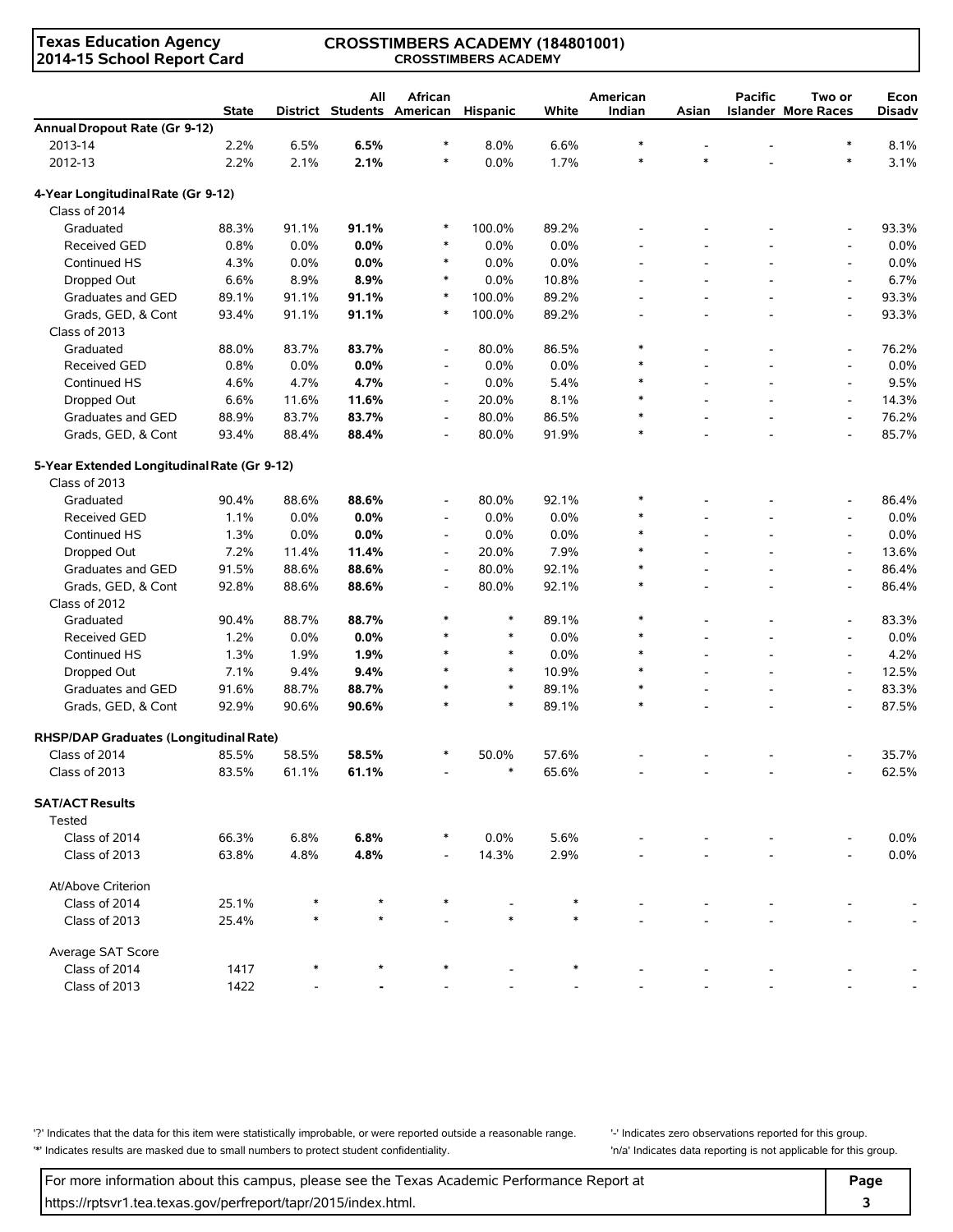Texas Education Agency
2014-15 School Report Card

**CROSSTIMBERS ACADEMY (184801001)**
CROSSTIMBERS ACADEMY

| | State | District | All Students | African American | Hispanic | White | American Indian | Asian | Pacific Islander | Two or More Races | Econ Disadv |
|---|---|---|---|---|---|---|---|---|---|---|---|
| **Annual Dropout Rate (Gr 9-12)** | | | | | | | | | | | |
| 2013-14 | 2.2% | 6.5% | **6.5%** | * | 8.0% | 6.6% | * | - | - | * | 8.1% |
| 2012-13 | 2.2% | 2.1% | **2.1%** | * | 0.0% | 1.7% | * | * | - | * | 3.1% |
| **4-Year Longitudinal Rate (Gr 9-12)** | | | | | | | | | | | |
| Class of 2014 | | | | | | | | | | | |
| Graduated | 88.3% | 91.1% | **91.1%** | * | 100.0% | 89.2% | - | - | - | - | 93.3% |
| Received GED | 0.8% | 0.0% | **0.0%** | * | 0.0% | 0.0% | - | - | - | - | 0.0% |
| Continued HS | 4.3% | 0.0% | **0.0%** | * | 0.0% | 0.0% | - | - | - | - | 0.0% |
| Dropped Out | 6.6% | 8.9% | **8.9%** | * | 0.0% | 10.8% | - | - | - | - | 6.7% |
| Graduates and GED | 89.1% | 91.1% | **91.1%** | * | 100.0% | 89.2% | - | - | - | - | 93.3% |
| Grads, GED, & Cont | 93.4% | 91.1% | **91.1%** | * | 100.0% | 89.2% | - | - | - | - | 93.3% |
| Class of 2013 | | | | | | | | | | | |
| Graduated | 88.0% | 83.7% | **83.7%** | - | 80.0% | 86.5% | * | - | - | - | 76.2% |
| Received GED | 0.8% | 0.0% | **0.0%** | - | 0.0% | 0.0% | * | - | - | - | 0.0% |
| Continued HS | 4.6% | 4.7% | **4.7%** | - | 0.0% | 5.4% | * | - | - | - | 9.5% |
| Dropped Out | 6.6% | 11.6% | **11.6%** | - | 20.0% | 8.1% | * | - | - | - | 14.3% |
| Graduates and GED | 88.9% | 83.7% | **83.7%** | - | 80.0% | 86.5% | * | - | - | - | 76.2% |
| Grads, GED, & Cont | 93.4% | 88.4% | **88.4%** | - | 80.0% | 91.9% | * | - | - | - | 85.7% |
| **5-Year Extended Longitudinal Rate (Gr 9-12)** | | | | | | | | | | | |
| Class of 2013 | | | | | | | | | | | |
| Graduated | 90.4% | 88.6% | **88.6%** | - | 80.0% | 92.1% | * | - | - | - | 86.4% |
| Received GED | 1.1% | 0.0% | **0.0%** | - | 0.0% | 0.0% | * | - | - | - | 0.0% |
| Continued HS | 1.3% | 0.0% | **0.0%** | - | 0.0% | 0.0% | * | - | - | - | 0.0% |
| Dropped Out | 7.2% | 11.4% | **11.4%** | - | 20.0% | 7.9% | * | - | - | - | 13.6% |
| Graduates and GED | 91.5% | 88.6% | **88.6%** | - | 80.0% | 92.1% | * | - | - | - | 86.4% |
| Grads, GED, & Cont | 92.8% | 88.6% | **88.6%** | - | 80.0% | 92.1% | * | - | - | - | 86.4% |
| Class of 2012 | | | | | | | | | | | |
| Graduated | 90.4% | 88.7% | **88.7%** | * | * | 89.1% | * | - | - | - | 83.3% |
| Received GED | 1.2% | 0.0% | **0.0%** | * | * | 0.0% | * | - | - | - | 0.0% |
| Continued HS | 1.3% | 1.9% | **1.9%** | * | * | 0.0% | * | - | - | - | 4.2% |
| Dropped Out | 7.1% | 9.4% | **9.4%** | * | * | 10.9% | * | - | - | - | 12.5% |
| Graduates and GED | 91.6% | 88.7% | **88.7%** | * | * | 89.1% | * | - | - | - | 83.3% |
| Grads, GED, & Cont | 92.9% | 90.6% | **90.6%** | * | * | 89.1% | * | - | - | - | 87.5% |
| **RHSP/DAP Graduates (Longitudinal Rate)** | | | | | | | | | | | |
| Class of 2014 | 85.5% | 58.5% | **58.5%** | * | 50.0% | 57.6% | - | - | - | - | 35.7% |
| Class of 2013 | 83.5% | 61.1% | **61.1%** | - | * | 65.6% | - | - | - | - | 62.5% |
| **SAT/ACT Results** | | | | | | | | | | | |
| Tested | | | | | | | | | | | |
| Class of 2014 | 66.3% | 6.8% | **6.8%** | * | 0.0% | 5.6% | - | - | - | - | 0.0% |
| Class of 2013 | 63.8% | 4.8% | **4.8%** | - | 14.3% | 2.9% | - | - | - | - | 0.0% |
| At/Above Criterion | | | | | | | | | | | |
| Class of 2014 | 25.1% | * | * | * | - | * | - | - | - | - | - |
| Class of 2013 | 25.4% | * | * | - | * | * | - | - | - | - | - |
| Average SAT Score | | | | | | | | | | | |
| Class of 2014 | 1417 | * | * | * | - | * | - | - | - | - | - |
| Class of 2013 | 1422 | - | **-** | - | - | - | - | - | - | - | - |

'?' Indicates that the data for this item were statistically improbable, or were reported outside a reasonable range.
'*' Indicates results are masked due to small numbers to protect student confidentiality.
'-' Indicates zero observations reported for this group.
'n/a' Indicates data reporting is not applicable for this group.

For more information about this campus, please see the Texas Academic Performance Report at https://rptsvr1.tea.texas.gov/perfreport/tapr/2015/index.html.